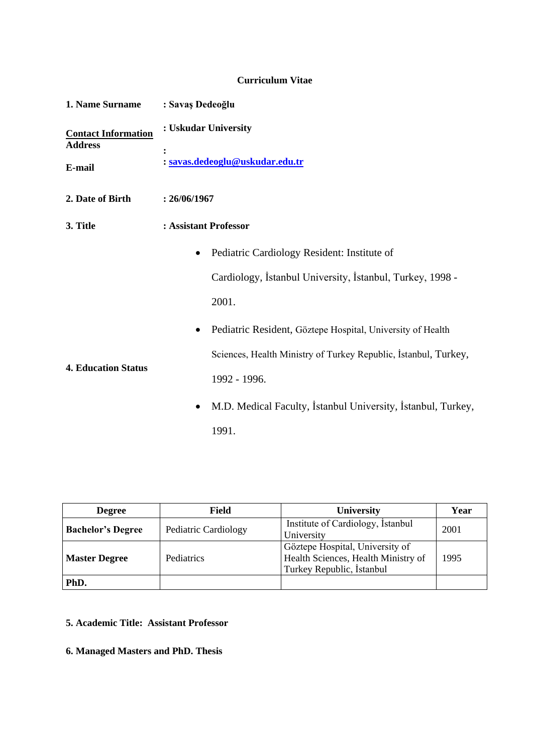# Curriculum Vitae

**1. Name Surname** : **Savaş Dedeoğlu**

**<u>Contact Information</u>** : **Uskudar University**

**Address** :

**E-mail** : **savas.dedeoglu@uskudar.edu.tr**

**2. Date of Birth** : **26/06/1967**

**3. Title** : **Assistant Professor**

**4. Education Status**

- Pediatric Cardiology Resident: Institute of Cardiology, İstanbul University, İstanbul, Turkey, 1998 - 2001.
- Pediatric Resident, Göztepe Hospital, University of Health Sciences, Health Ministry of Turkey Republic, İstanbul, Turkey, 1992 - 1996.
- M.D. Medical Faculty, İstanbul University, İstanbul, Turkey, 1991.

| Degree | Field | University | Year |
|---|---|---|---|
| **Bachelor's Degree** | Pediatric Cardiology | Institute of Cardiology, İstanbul University | 2001 |
| **Master Degree** | Pediatrics | Göztepe Hospital, University of Health Sciences, Health Ministry of Turkey Republic, İstanbul | 1995 |
| **PhD.** | | | |

**5. Academic Title: Assistant Professor**

**6. Managed Masters and PhD. Thesis**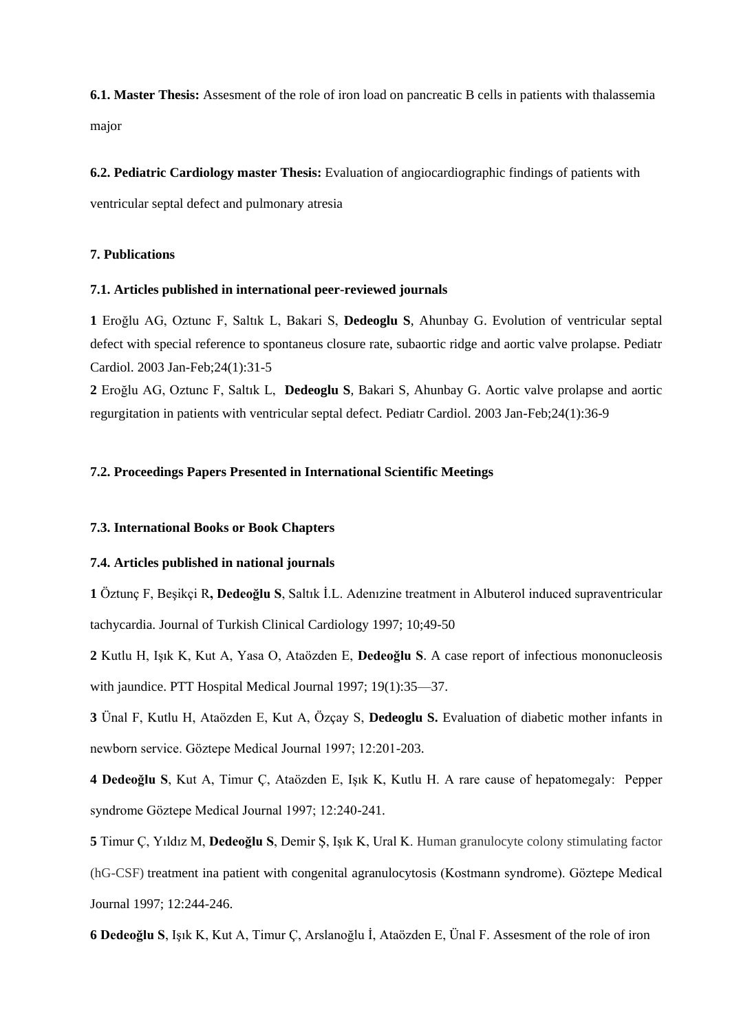**6.1. Master Thesis:** Assesment of the role of iron load on pancreatic B cells in patients with thalassemia major

**6.2. Pediatric Cardiology master Thesis:** Evaluation of angiocardiographic findings of patients with ventricular septal defect and pulmonary atresia

**7. Publications**

**7.1. Articles published in international peer-reviewed journals**

**1** Eroğlu AG, Oztunc F, Saltık L, Bakari S, **Dedeoglu S**, Ahunbay G. Evolution of ventricular septal defect with special reference to spontaneus closure rate, subaortic ridge and aortic valve prolapse. Pediatr Cardiol. 2003 Jan-Feb;24(1):31-5

**2** Eroğlu AG, Oztunc F, Saltık L, **Dedeoglu S**, Bakari S, Ahunbay G. Aortic valve prolapse and aortic regurgitation in patients with ventricular septal defect. Pediatr Cardiol. 2003 Jan-Feb;24(1):36-9

**7.2. Proceedings Papers Presented in International Scientific Meetings**

**7.3. International Books or Book Chapters**

**7.4. Articles published in national journals**

**1** Öztunç F, Beşikçi R**, Dedeoğlu S**, Saltık İ.L. Adenızine treatment in Albuterol induced supraventricular tachycardia. Journal of Turkish Clinical Cardiology 1997; 10;49-50

**2** Kutlu H, Işık K, Kut A, Yasa O, Ataözden E, **Dedeoğlu S**. A case report of infectious mononucleosis with jaundice. PTT Hospital Medical Journal 1997; 19(1):35—37.

**3** Ünal F, Kutlu H, Ataözden E, Kut A, Özçay S, **Dedeoglu S.** Evaluation of diabetic mother infants in newborn service. Göztepe Medical Journal 1997; 12:201-203.

**4 Dedeoğlu S**, Kut A, Timur Ç, Ataözden E, Işık K, Kutlu H. A rare cause of hepatomegaly: Pepper syndrome Göztepe Medical Journal 1997; 12:240-241.

**5** Timur Ç, Yıldız M, **Dedeoğlu S**, Demir Ş, Işık K, Ural K. Human granulocyte colony stimulating factor (hG-CSF) treatment ina patient with congenital agranulocytosis (Kostmann syndrome). Göztepe Medical Journal 1997; 12:244-246.

**6 Dedeoğlu S**, Işık K, Kut A, Timur Ç, Arslanoğlu İ, Ataözden E, Ünal F. Assesment of the role of iron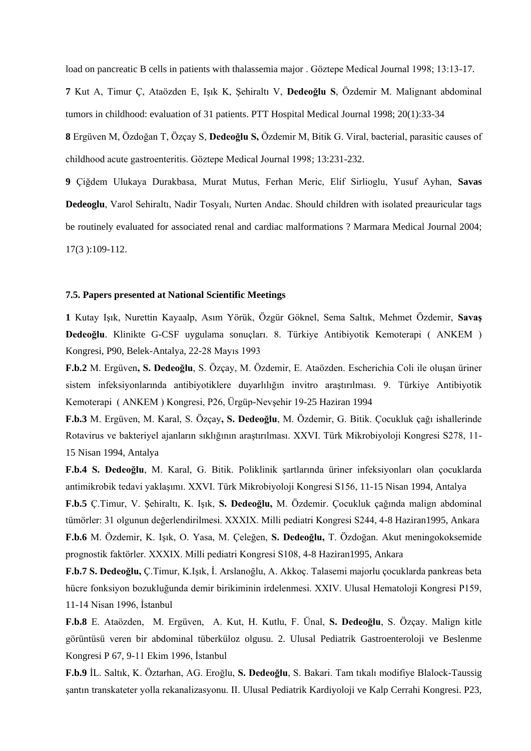load on pancreatic B cells in patients with thalassemia major . Göztepe Medical Journal 1998; 13:13-17.

**7** Kut A, Timur Ç, Ataözden E, Işık K, Şehiraltı V, **Dedeoğlu S**, Özdemir M. Malignant abdominal tumors in childhood: evaluation of 31 patients. PTT Hospital Medical Journal 1998; 20(1):33-34

**8** Ergüven M, Özdoğan T, Özçay S, **Dedeoğlu S,** Özdemir M, Bitik G. Viral, bacterial, parasitic causes of childhood acute gastroenteritis. Göztepe Medical Journal 1998; 13:231-232.

**9** Çiğdem Ulukaya Durakbasa, Murat Mutus, Ferhan Meric, Elif Sirlioglu, Yusuf Ayhan, **Savas Dedeoglu**, Varol Sehiraltı, Nadir Tosyalı, Nurten Andac. Should children with isolated preauricular tags be routinely evaluated for associated renal and cardiac malformations ? Marmara Medical Journal 2004; 17(3 ):109-112.

### 7.5. Papers presented at National Scientific Meetings

**1** Kutay Işık, Nurettin Kayaalp, Asım Yörük, Özgür Göknel, Sema Saltık, Mehmet Özdemir, **Savaş Dedeoğlu**. Klinikte G-CSF uygulama sonuçları. 8. Türkiye Antibiyotik Kemoterapi ( ANKEM ) Kongresi, P90, Belek-Antalya, 22-28 Mayıs 1993

**F.b.2** M. Ergüven**, S. Dedeoğlu**, S. Özçay, M. Özdemir, E. Ataözden. Escherichia Coli ile oluşan üriner sistem infeksiyonlarında antibiyotiklere duyarlılığın invitro araştırılması. 9. Türkiye Antibiyotik Kemoterapi ( ANKEM ) Kongresi, P26, Ürgüp-Nevşehir 19-25 Haziran 1994

**F.b.3** M. Ergüven, M. Karal, S. Özçay**, S. Dedeoğlu**, M. Özdemir, G. Bitik. Çocukluk çağı ishallerinde Rotavirus ve bakteriyel ajanların sıklığının araştırılması. XXVI. Türk Mikrobiyoloji Kongresi S278, 11-15 Nisan 1994, Antalya

**F.b.4 S. Dedeoğlu**, M. Karal, G. Bitik. Poliklinik şartlarında üriner infeksiyonları olan çocuklarda antimikrobik tedavi yaklaşımı. XXVI. Türk Mikrobiyoloji Kongresi S156, 11-15 Nisan 1994, Antalya

**F.b.5** Ç.Timur, V. Şehiraltı, K. Işık, **S. Dedeoğlu,** M. Özdemir. Çocukluk çağında malign abdominal tümörler: 31 olgunun değerlendirilmesi. XXXIX. Milli pediatri Kongresi S244, 4-8 Haziran1995, Ankara

**F.b.6** M. Özdemir, K. Işık, O. Yasa, M. Çeleğen, **S. Dedeoğlu,** T. Özdoğan. Akut meningokoksemide prognostik faktörler. XXXIX. Milli pediatri Kongresi S108, 4-8 Haziran1995, Ankara

**F.b.7 S. Dedeoğlu,** Ç.Timur, K.Işık, İ. Arslanoğlu, A. Akkoç. Talasemi majorlu çocuklarda pankreas beta hücre fonksiyon bozukluğunda demir birikiminin irdelenmesi. XXIV. Ulusal Hematoloji Kongresi P159, 11-14 Nisan 1996, İstanbul

**F.b.8** E. Ataözden, M. Ergüven, A. Kut, H. Kutlu, F. Ünal, **S. Dedeoğlu**, S. Özçay. Malign kitle görüntüsü veren bir abdominal tüberküloz olgusu. 2. Ulusal Pediatrik Gastroenteroloji ve Beslenme Kongresi P 67, 9-11 Ekim 1996, İstanbul

**F.b.9** İL. Saltık, K. Öztarhan, AG. Eroğlu, **S. Dedeoğlu**, S. Bakari. Tam tıkalı modifiye Blalock-Taussig şantın transkateter yolla rekanalizasyonu. II. Ulusal Pediatrik Kardiyoloji ve Kalp Cerrahi Kongresi. P23,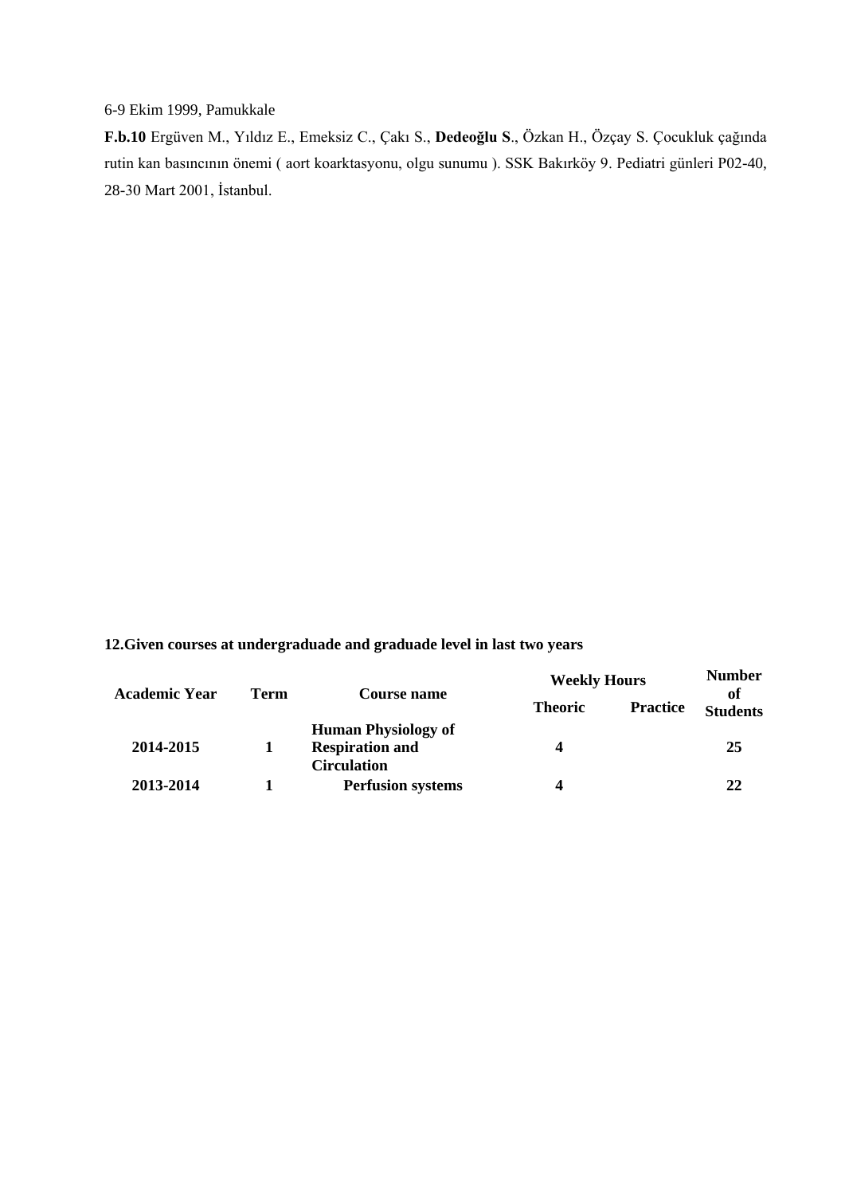6-9 Ekim 1999, Pamukkale

**F.b.10** Ergüven M., Yıldız E., Emeksiz C., Çakı S., **Dedeoğlu S**., Özkan H., Özçay S. Çocukluk çağında rutin kan basıncının önemi ( aort koarktasyonu, olgu sunumu ). SSK Bakırköy 9. Pediatri günleri P02-40, 28-30 Mart 2001, İstanbul.

**12.Given courses at undergraduade and graduade level in last two years**

| Academic Year | Term | Course name | Weekly Hours | | Number of Students |
|---|---|---|---|---|---|
| | | | Theoric | Practice | |
| 2014-2015 | 1 | Human Physiology of Respiration and Circulation | 4 | | 25 |
| 2013-2014 | 1 | Perfusion systems | 4 | | 22 |